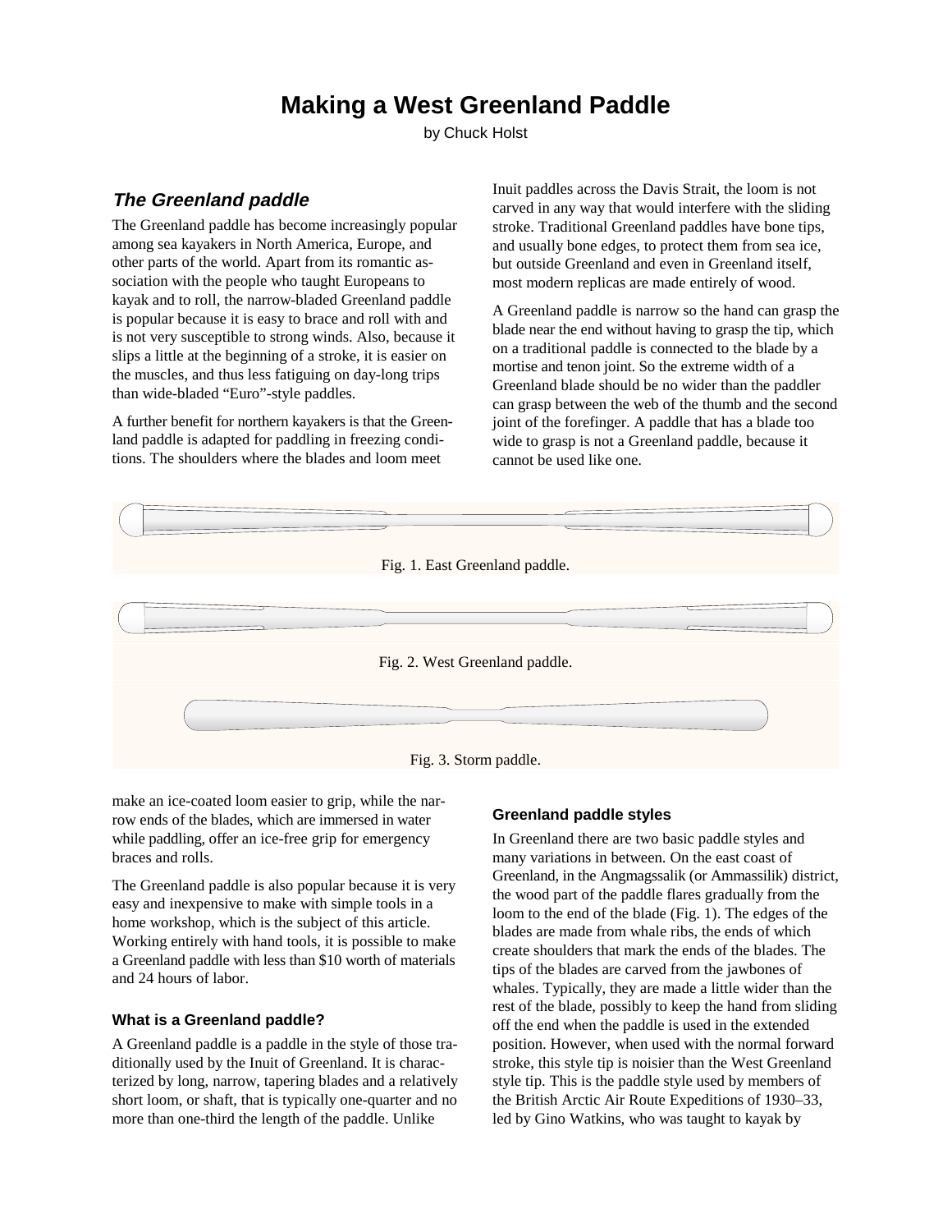# Making a West Greenland Paddle

by Chuck Holst

## *The Greenland paddle*

The Greenland paddle has become increasingly popular among sea kayakers in North America, Europe, and other parts of the world. Apart from its romantic association with the people who taught Europeans to kayak and to roll, the narrow-bladed Greenland paddle is popular because it is easy to brace and roll with and is not very susceptible to strong winds. Also, because it slips a little at the beginning of a stroke, it is easier on the muscles, and thus less fatiguing on day-long trips than wide-bladed "Euro"-style paddles.

A further benefit for northern kayakers is that the Greenland paddle is adapted for paddling in freezing conditions. The shoulders where the blades and loom meet make an ice-coated loom easier to grip, while the narrow ends of the blades, which are immersed in water while paddling, offer an ice-free grip for emergency braces and rolls.

The Greenland paddle is also popular because it is very easy and inexpensive to make with simple tools in a home workshop, which is the subject of this article. Working entirely with hand tools, it is possible to make a Greenland paddle with less than $10 worth of materials and 24 hours of labor.

### What is a Greenland paddle?

A Greenland paddle is a paddle in the style of those traditionally used by the Inuit of Greenland. It is characterized by long, narrow, tapering blades and a relatively short loom, or shaft, that is typically one-quarter and no more than one-third the length of the paddle. Unlike Inuit paddles across the Davis Strait, the loom is not carved in any way that would interfere with the sliding stroke. Traditional Greenland paddles have bone tips, and usually bone edges, to protect them from sea ice, but outside Greenland and even in Greenland itself, most modern replicas are made entirely of wood.

A Greenland paddle is narrow so the hand can grasp the blade near the end without having to grasp the tip, which on a traditional paddle is connected to the blade by a mortise and tenon joint. So the extreme width of a Greenland blade should be no wider than the paddler can grasp between the web of the thumb and the second joint of the forefinger. A paddle that has a blade too wide to grasp is not a Greenland paddle, because it cannot be used like one.

Fig. 1. East Greenland paddle.

Fig. 2. West Greenland paddle.

Fig. 3. Storm paddle.

### Greenland paddle styles

In Greenland there are two basic paddle styles and many variations in between. On the east coast of Greenland, in the Angmagssalik (or Ammassilik) district, the wood part of the paddle flares gradually from the loom to the end of the blade (Fig. 1). The edges of the blades are made from whale ribs, the ends of which create shoulders that mark the ends of the blades. The tips of the blades are carved from the jawbones of whales. Typically, they are made a little wider than the rest of the blade, possibly to keep the hand from sliding off the end when the paddle is used in the extended position. However, when used with the normal forward stroke, this style tip is noisier than the West Greenland style tip. This is the paddle style used by members of the British Arctic Air Route Expeditions of 1930–33, led by Gino Watkins, who was taught to kayak by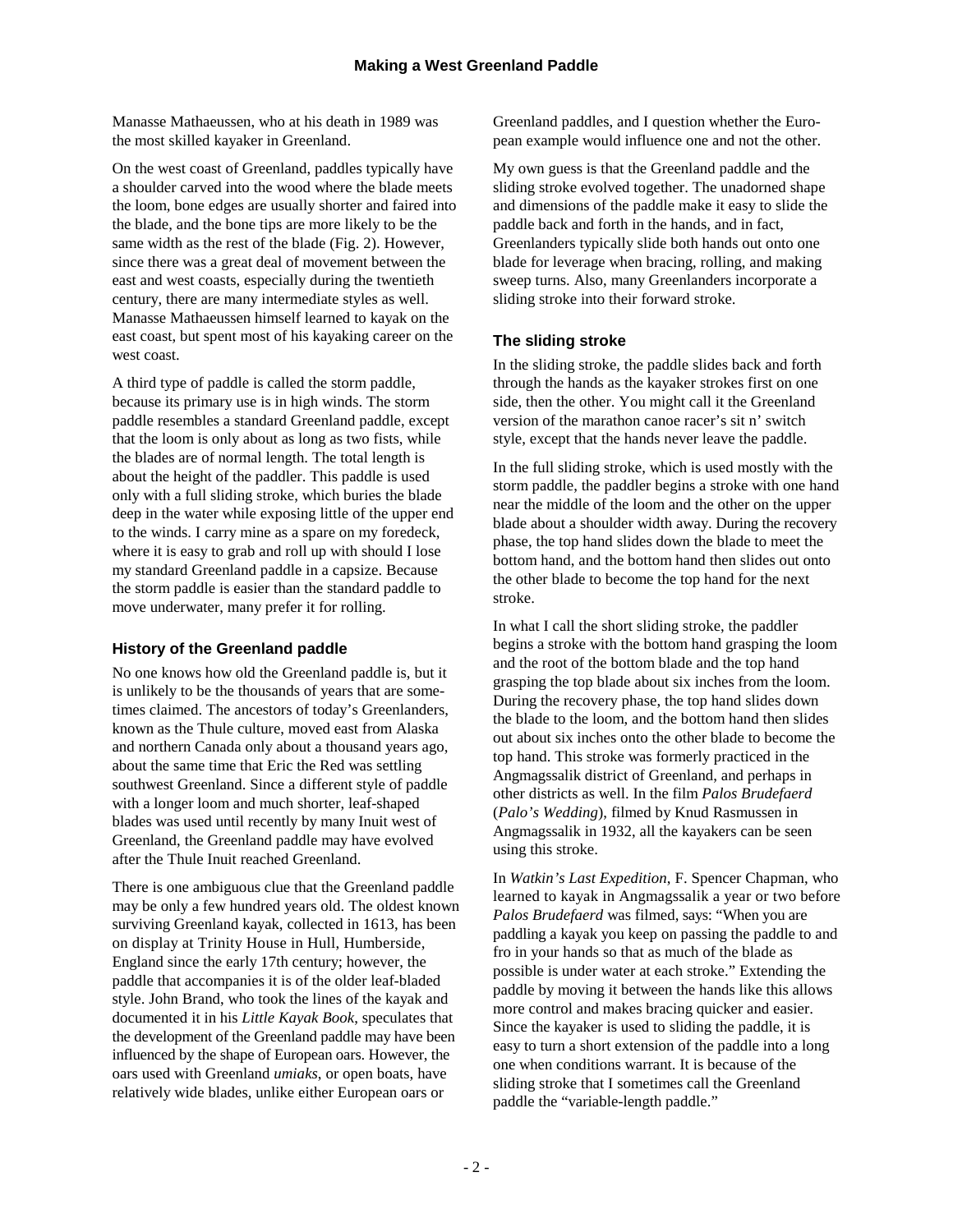Manasse Mathaeussen, who at his death in 1989 was the most skilled kayaker in Greenland.

On the west coast of Greenland, paddles typically have a shoulder carved into the wood where the blade meets the loom, bone edges are usually shorter and faired into the blade, and the bone tips are more likely to be the same width as the rest of the blade (Fig. 2). However, since there was a great deal of movement between the east and west coasts, especially during the twentieth century, there are many intermediate styles as well. Manasse Mathaeussen himself learned to kayak on the east coast, but spent most of his kayaking career on the west coast.

A third type of paddle is called the storm paddle, because its primary use is in high winds. The storm paddle resembles a standard Greenland paddle, except that the loom is only about as long as two fists, while the blades are of normal length. The total length is about the height of the paddler. This paddle is used only with a full sliding stroke, which buries the blade deep in the water while exposing little of the upper end to the winds. I carry mine as a spare on my foredeck, where it is easy to grab and roll up with should I lose my standard Greenland paddle in a capsize. Because the storm paddle is easier than the standard paddle to move underwater, many prefer it for rolling.

### History of the Greenland paddle

No one knows how old the Greenland paddle is, but it is unlikely to be the thousands of years that are sometimes claimed. The ancestors of today's Greenlanders, known as the Thule culture, moved east from Alaska and northern Canada only about a thousand years ago, about the same time that Eric the Red was settling southwest Greenland. Since a different style of paddle with a longer loom and much shorter, leaf-shaped blades was used until recently by many Inuit west of Greenland, the Greenland paddle may have evolved after the Thule Inuit reached Greenland.

There is one ambiguous clue that the Greenland paddle may be only a few hundred years old. The oldest known surviving Greenland kayak, collected in 1613, has been on display at Trinity House in Hull, Humberside, England since the early 17th century; however, the paddle that accompanies it is of the older leaf-bladed style. John Brand, who took the lines of the kayak and documented it in his *Little Kayak Book*, speculates that the development of the Greenland paddle may have been influenced by the shape of European oars. However, the oars used with Greenland *umiaks*, or open boats, have relatively wide blades, unlike either European oars or Greenland paddles, and I question whether the European example would influence one and not the other.

My own guess is that the Greenland paddle and the sliding stroke evolved together. The unadorned shape and dimensions of the paddle make it easy to slide the paddle back and forth in the hands, and in fact, Greenlanders typically slide both hands out onto one blade for leverage when bracing, rolling, and making sweep turns. Also, many Greenlanders incorporate a sliding stroke into their forward stroke.

### The sliding stroke

In the sliding stroke, the paddle slides back and forth through the hands as the kayaker strokes first on one side, then the other. You might call it the Greenland version of the marathon canoe racer's sit n' switch style, except that the hands never leave the paddle.

In the full sliding stroke, which is used mostly with the storm paddle, the paddler begins a stroke with one hand near the middle of the loom and the other on the upper blade about a shoulder width away. During the recovery phase, the top hand slides down the blade to meet the bottom hand, and the bottom hand then slides out onto the other blade to become the top hand for the next stroke.

In what I call the short sliding stroke, the paddler begins a stroke with the bottom hand grasping the loom and the root of the bottom blade and the top hand grasping the top blade about six inches from the loom. During the recovery phase, the top hand slides down the blade to the loom, and the bottom hand then slides out about six inches onto the other blade to become the top hand. This stroke was formerly practiced in the Angmagssalik district of Greenland, and perhaps in other districts as well. In the film *Palos Brudefaerd* (*Palo's Wedding*), filmed by Knud Rasmussen in Angmagssalik in 1932, all the kayakers can be seen using this stroke.

In *Watkin's Last Expedition*, F. Spencer Chapman, who learned to kayak in Angmagssalik a year or two before *Palos Brudefaerd* was filmed, says: "When you are paddling a kayak you keep on passing the paddle to and fro in your hands so that as much of the blade as possible is under water at each stroke." Extending the paddle by moving it between the hands like this allows more control and makes bracing quicker and easier. Since the kayaker is used to sliding the paddle, it is easy to turn a short extension of the paddle into a long one when conditions warrant. It is because of the sliding stroke that I sometimes call the Greenland paddle the "variable-length paddle."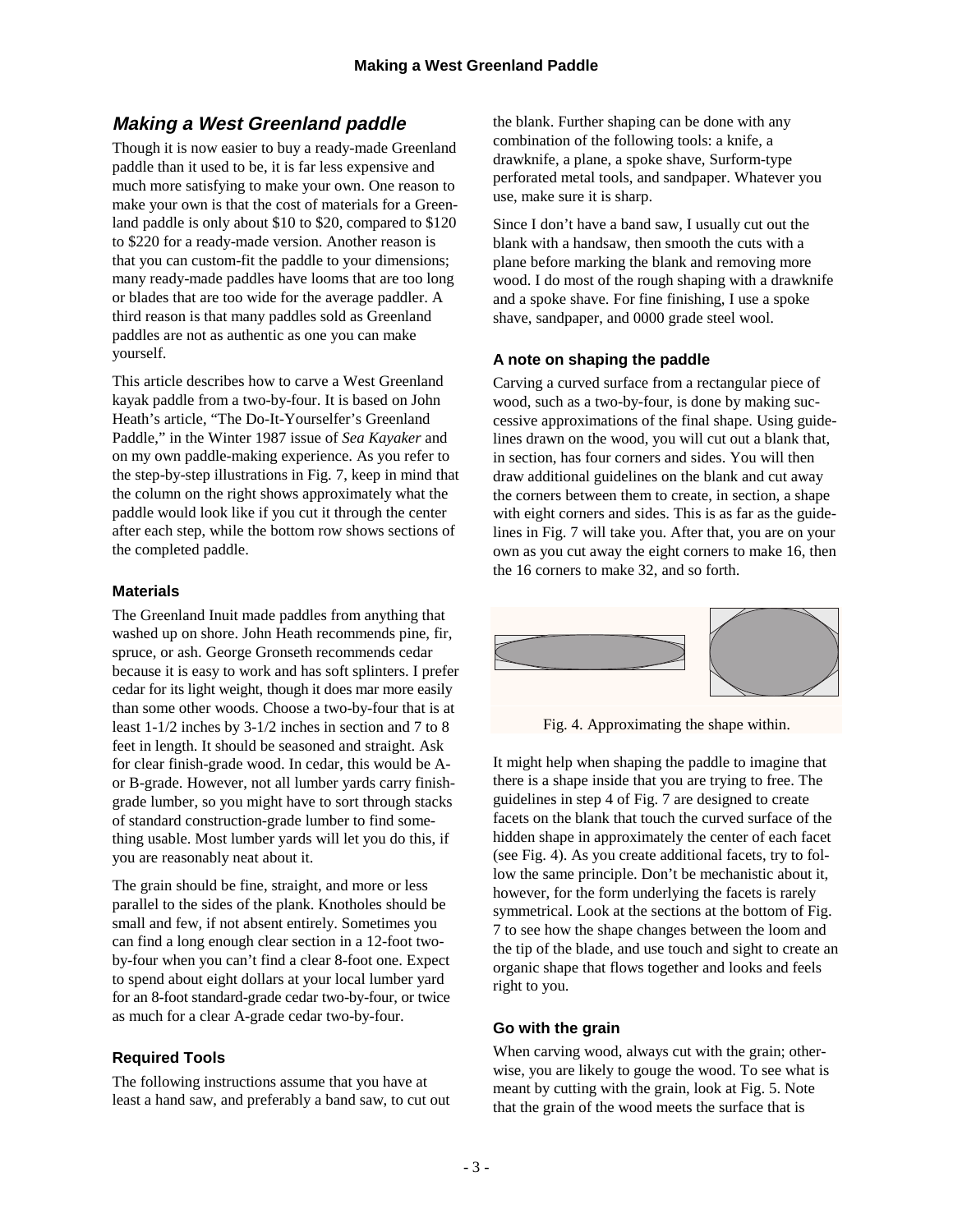## *Making a West Greenland paddle*

Though it is now easier to buy a ready-made Greenland paddle than it used to be, it is far less expensive and much more satisfying to make your own. One reason to make your own is that the cost of materials for a Greenland paddle is only about $10 to $20, compared to $120 to $220 for a ready-made version. Another reason is that you can custom-fit the paddle to your dimensions; many ready-made paddles have looms that are too long or blades that are too wide for the average paddler. A third reason is that many paddles sold as Greenland paddles are not as authentic as one you can make yourself.

This article describes how to carve a West Greenland kayak paddle from a two-by-four. It is based on John Heath's article, "The Do-It-Yourselfer's Greenland Paddle," in the Winter 1987 issue of *Sea Kayaker* and on my own paddle-making experience. As you refer to the step-by-step illustrations in Fig. 7, keep in mind that the column on the right shows approximately what the paddle would look like if you cut it through the center after each step, while the bottom row shows sections of the completed paddle.

### Materials

The Greenland Inuit made paddles from anything that washed up on shore. John Heath recommends pine, fir, spruce, or ash. George Gronseth recommends cedar because it is easy to work and has soft splinters. I prefer cedar for its light weight, though it does mar more easily than some other woods. Choose a two-by-four that is at least 1-1/2 inches by 3-1/2 inches in section and 7 to 8 feet in length. It should be seasoned and straight. Ask for clear finish-grade wood. In cedar, this would be A- or B-grade. However, not all lumber yards carry finish-grade lumber, so you might have to sort through stacks of standard construction-grade lumber to find something usable. Most lumber yards will let you do this, if you are reasonably neat about it.

The grain should be fine, straight, and more or less parallel to the sides of the plank. Knotholes should be small and few, if not absent entirely. Sometimes you can find a long enough clear section in a 12-foot two-by-four when you can't find a clear 8-foot one. Expect to spend about eight dollars at your local lumber yard for an 8-foot standard-grade cedar two-by-four, or twice as much for a clear A-grade cedar two-by-four.

### Required Tools

The following instructions assume that you have at least a hand saw, and preferably a band saw, to cut out the blank. Further shaping can be done with any combination of the following tools: a knife, a drawknife, a plane, a spoke shave, Surform-type perforated metal tools, and sandpaper. Whatever you use, make sure it is sharp.

Since I don't have a band saw, I usually cut out the blank with a handsaw, then smooth the cuts with a plane before marking the blank and removing more wood. I do most of the rough shaping with a drawknife and a spoke shave. For fine finishing, I use a spoke shave, sandpaper, and 0000 grade steel wool.

### A note on shaping the paddle

Carving a curved surface from a rectangular piece of wood, such as a two-by-four, is done by making successive approximations of the final shape. Using guidelines drawn on the wood, you will cut out a blank that, in section, has four corners and sides. You will then draw additional guidelines on the blank and cut away the corners between them to create, in section, a shape with eight corners and sides. This is as far as the guidelines in Fig. 7 will take you. After that, you are on your own as you cut away the eight corners to make 16, then the 16 corners to make 32, and so forth.

Fig. 4. Approximating the shape within.

It might help when shaping the paddle to imagine that there is a shape inside that you are trying to free. The guidelines in step 4 of Fig. 7 are designed to create facets on the blank that touch the curved surface of the hidden shape in approximately the center of each facet (see Fig. 4). As you create additional facets, try to follow the same principle. Don't be mechanistic about it, however, for the form underlying the facets is rarely symmetrical. Look at the sections at the bottom of Fig. 7 to see how the shape changes between the loom and the tip of the blade, and use touch and sight to create an organic shape that flows together and looks and feels right to you.

### Go with the grain

When carving wood, always cut with the grain; otherwise, you are likely to gouge the wood. To see what is meant by cutting with the grain, look at Fig. 5. Note that the grain of the wood meets the surface that is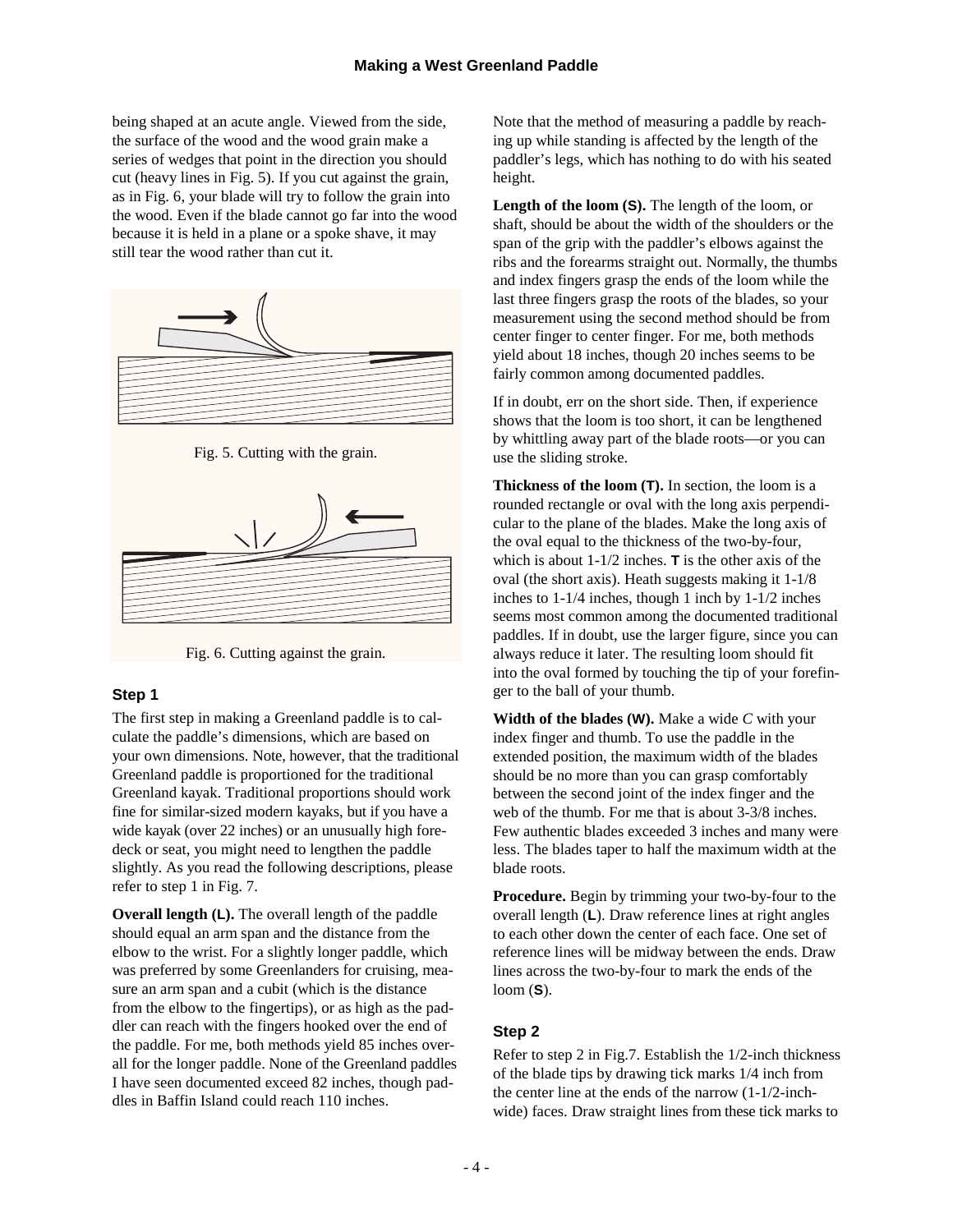being shaped at an acute angle. Viewed from the side, the surface of the wood and the wood grain make a series of wedges that point in the direction you should cut (heavy lines in Fig. 5). If you cut against the grain, as in Fig. 6, your blade will try to follow the grain into the wood. Even if the blade cannot go far into the wood because it is held in a plane or a spoke shave, it may still tear the wood rather than cut it.

Fig. 5. Cutting with the grain.

Fig. 6. Cutting against the grain.

### Step 1

The first step in making a Greenland paddle is to calculate the paddle's dimensions, which are based on your own dimensions. Note, however, that the traditional Greenland paddle is proportioned for the traditional Greenland kayak. Traditional proportions should work fine for similar-sized modern kayaks, but if you have a wide kayak (over 22 inches) or an unusually high foredeck or seat, you might need to lengthen the paddle slightly. As you read the following descriptions, please refer to step 1 in Fig. 7.

**Overall length (L).** The overall length of the paddle should equal an arm span and the distance from the elbow to the wrist. For a slightly longer paddle, which was preferred by some Greenlanders for cruising, measure an arm span and a cubit (which is the distance from the elbow to the fingertips), or as high as the paddler can reach with the fingers hooked over the end of the paddle. For me, both methods yield 85 inches overall for the longer paddle. None of the Greenland paddles I have seen documented exceed 82 inches, though paddles in Baffin Island could reach 110 inches.

Note that the method of measuring a paddle by reaching up while standing is affected by the length of the paddler's legs, which has nothing to do with his seated height.

**Length of the loom (S).** The length of the loom, or shaft, should be about the width of the shoulders or the span of the grip with the paddler's elbows against the ribs and the forearms straight out. Normally, the thumbs and index fingers grasp the ends of the loom while the last three fingers grasp the roots of the blades, so your measurement using the second method should be from center finger to center finger. For me, both methods yield about 18 inches, though 20 inches seems to be fairly common among documented paddles.

If in doubt, err on the short side. Then, if experience shows that the loom is too short, it can be lengthened by whittling away part of the blade roots—or you can use the sliding stroke.

**Thickness of the loom (T).** In section, the loom is a rounded rectangle or oval with the long axis perpendicular to the plane of the blades. Make the long axis of the oval equal to the thickness of the two-by-four, which is about 1-1/2 inches. **T** is the other axis of the oval (the short axis). Heath suggests making it 1-1/8 inches to 1-1/4 inches, though 1 inch by 1-1/2 inches seems most common among the documented traditional paddles. If in doubt, use the larger figure, since you can always reduce it later. The resulting loom should fit into the oval formed by touching the tip of your forefinger to the ball of your thumb.

**Width of the blades (W).** Make a wide *C* with your index finger and thumb. To use the paddle in the extended position, the maximum width of the blades should be no more than you can grasp comfortably between the second joint of the index finger and the web of the thumb. For me that is about 3-3/8 inches. Few authentic blades exceeded 3 inches and many were less. The blades taper to half the maximum width at the blade roots.

**Procedure.** Begin by trimming your two-by-four to the overall length (**L**). Draw reference lines at right angles to each other down the center of each face. One set of reference lines will be midway between the ends. Draw lines across the two-by-four to mark the ends of the loom (**S**).

### Step 2

Refer to step 2 in Fig.7. Establish the 1/2-inch thickness of the blade tips by drawing tick marks 1/4 inch from the center line at the ends of the narrow (1-1/2-inch-wide) faces. Draw straight lines from these tick marks to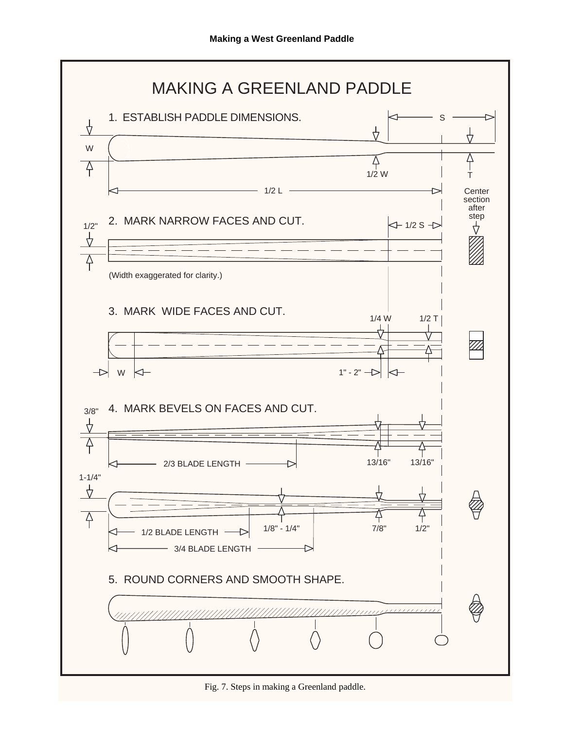**Making a West Greenland Paddle**

# MAKING A GREENLAND PADDLE

1. ESTABLISH PADDLE DIMENSIONS.

S

W

1/2 W

T

1/2 L

Center section after step

2. MARK NARROW FACES AND CUT.

1/2"

1/2 S

(Width exaggerated for clarity.)

3. MARK WIDE FACES AND CUT.

1/4 W

1/2 T

W

1" - 2"

4. MARK BEVELS ON FACES AND CUT.

3/8"

13/16"

13/16"

2/3 BLADE LENGTH

1-1/4"

1/8" - 1/4"

7/8"

1/2"

1/2 BLADE LENGTH

3/4 BLADE LENGTH

5. ROUND CORNERS AND SMOOTH SHAPE.

Fig. 7. Steps in making a Greenland paddle.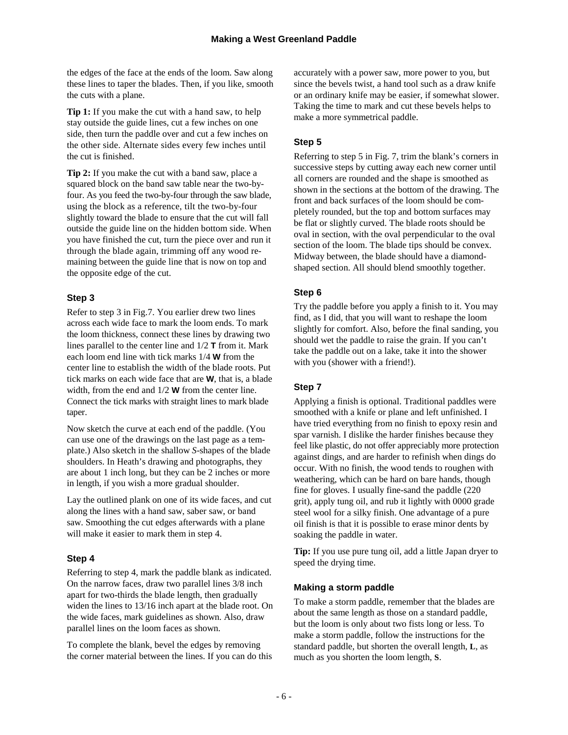the edges of the face at the ends of the loom. Saw along these lines to taper the blades. Then, if you like, smooth the cuts with a plane.

**Tip 1:** If you make the cut with a hand saw, to help stay outside the guide lines, cut a few inches on one side, then turn the paddle over and cut a few inches on the other side. Alternate sides every few inches until the cut is finished.

**Tip 2:** If you make the cut with a band saw, place a squared block on the band saw table near the two-by-four. As you feed the two-by-four through the saw blade, using the block as a reference, tilt the two-by-four slightly toward the blade to ensure that the cut will fall outside the guide line on the hidden bottom side. When you have finished the cut, turn the piece over and run it through the blade again, trimming off any wood remaining between the guide line that is now on top and the opposite edge of the cut.

### Step 3

Refer to step 3 in Fig.7. You earlier drew two lines across each wide face to mark the loom ends. To mark the loom thickness, connect these lines by drawing two lines parallel to the center line and 1/2 **T** from it. Mark each loom end line with tick marks 1/4 **W** from the center line to establish the width of the blade roots. Put tick marks on each wide face that are **W**, that is, a blade width, from the end and 1/2 **W** from the center line. Connect the tick marks with straight lines to mark blade taper.

Now sketch the curve at each end of the paddle. (You can use one of the drawings on the last page as a template.) Also sketch in the shallow *S*-shapes of the blade shoulders. In Heath's drawing and photographs, they are about 1 inch long, but they can be 2 inches or more in length, if you wish a more gradual shoulder.

Lay the outlined plank on one of its wide faces, and cut along the lines with a hand saw, saber saw, or band saw. Smoothing the cut edges afterwards with a plane will make it easier to mark them in step 4.

### Step 4

Referring to step 4, mark the paddle blank as indicated. On the narrow faces, draw two parallel lines 3/8 inch apart for two-thirds the blade length, then gradually widen the lines to 13/16 inch apart at the blade root. On the wide faces, mark guidelines as shown. Also, draw parallel lines on the loom faces as shown.

To complete the blank, bevel the edges by removing the corner material between the lines. If you can do this accurately with a power saw, more power to you, but since the bevels twist, a hand tool such as a draw knife or an ordinary knife may be easier, if somewhat slower. Taking the time to mark and cut these bevels helps to make a more symmetrical paddle.

### Step 5

Referring to step 5 in Fig. 7, trim the blank's corners in successive steps by cutting away each new corner until all corners are rounded and the shape is smoothed as shown in the sections at the bottom of the drawing. The front and back surfaces of the loom should be completely rounded, but the top and bottom surfaces may be flat or slightly curved. The blade roots should be oval in section, with the oval perpendicular to the oval section of the loom. The blade tips should be convex. Midway between, the blade should have a diamond-shaped section. All should blend smoothly together.

### Step 6

Try the paddle before you apply a finish to it. You may find, as I did, that you will want to reshape the loom slightly for comfort. Also, before the final sanding, you should wet the paddle to raise the grain. If you can't take the paddle out on a lake, take it into the shower with you (shower with a friend!).

### Step 7

Applying a finish is optional. Traditional paddles were smoothed with a knife or plane and left unfinished. I have tried everything from no finish to epoxy resin and spar varnish. I dislike the harder finishes because they feel like plastic, do not offer appreciably more protection against dings, and are harder to refinish when dings do occur. With no finish, the wood tends to roughen with weathering, which can be hard on bare hands, though fine for gloves. I usually fine-sand the paddle (220 grit), apply tung oil, and rub it lightly with 0000 grade steel wool for a silky finish. One advantage of a pure oil finish is that it is possible to erase minor dents by soaking the paddle in water.

**Tip:** If you use pure tung oil, add a little Japan dryer to speed the drying time.

### Making a storm paddle

To make a storm paddle, remember that the blades are about the same length as those on a standard paddle, but the loom is only about two fists long or less. To make a storm paddle, follow the instructions for the standard paddle, but shorten the overall length, **L**, as much as you shorten the loom length, **S**.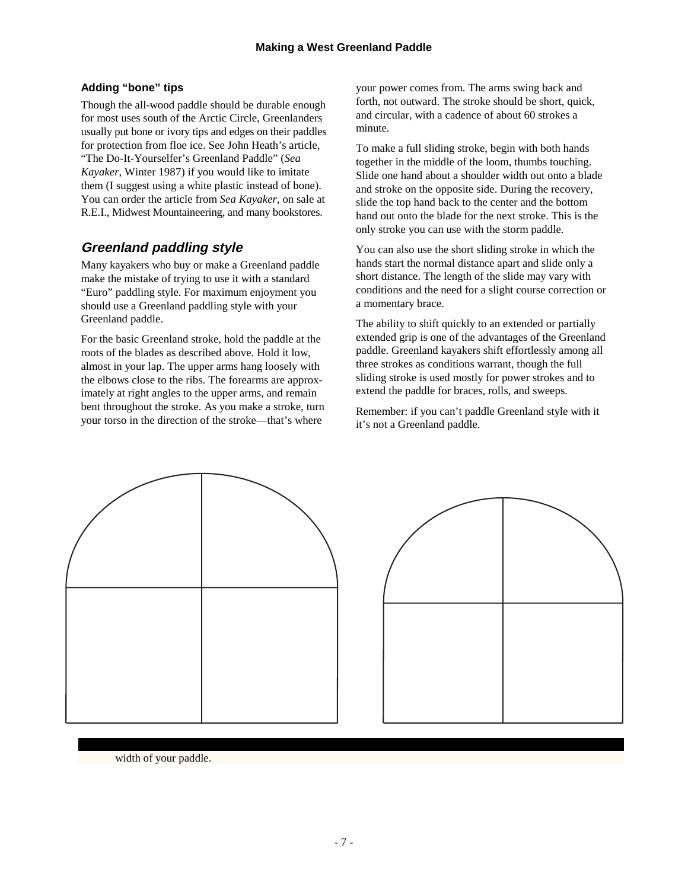### Adding "bone" tips

Though the all-wood paddle should be durable enough for most uses south of the Arctic Circle, Greenlanders usually put bone or ivory tips and edges on their paddles for protection from floe ice. See John Heath's article, "The Do-It-Yourselfer's Greenland Paddle" (*Sea Kayaker*, Winter 1987) if you would like to imitate them (I suggest using a white plastic instead of bone). You can order the article from *Sea Kayaker*, on sale at R.E.I., Midwest Mountaineering, and many bookstores.

## *Greenland paddling style*

Many kayakers who buy or make a Greenland paddle make the mistake of trying to use it with a standard "Euro" paddling style. For maximum enjoyment you should use a Greenland paddling style with your Greenland paddle.

For the basic Greenland stroke, hold the paddle at the roots of the blades as described above. Hold it low, almost in your lap. The upper arms hang loosely with the elbows close to the ribs. The forearms are approximately at right angles to the upper arms, and remain bent throughout the stroke. As you make a stroke, turn your torso in the direction of the stroke—that's where your power comes from. The arms swing back and forth, not outward. The stroke should be short, quick, and circular, with a cadence of about 60 strokes a minute.

To make a full sliding stroke, begin with both hands together in the middle of the loom, thumbs touching. Slide one hand about a shoulder width out onto a blade and stroke on the opposite side. During the recovery, slide the top hand back to the center and the bottom hand out onto the blade for the next stroke. This is the only stroke you can use with the storm paddle.

You can also use the short sliding stroke in which the hands start the normal distance apart and slide only a short distance. The length of the slide may vary with conditions and the need for a slight course correction or a momentary brace.

The ability to shift quickly to an extended or partially extended grip is one of the advantages of the Greenland paddle. Greenland kayakers shift effortlessly among all three strokes as conditions warrant, though the full sliding stroke is used mostly for power strokes and to extend the paddle for braces, rolls, and sweeps.

Remember: if you can't paddle Greenland style with it it's not a Greenland paddle.

width of your paddle.